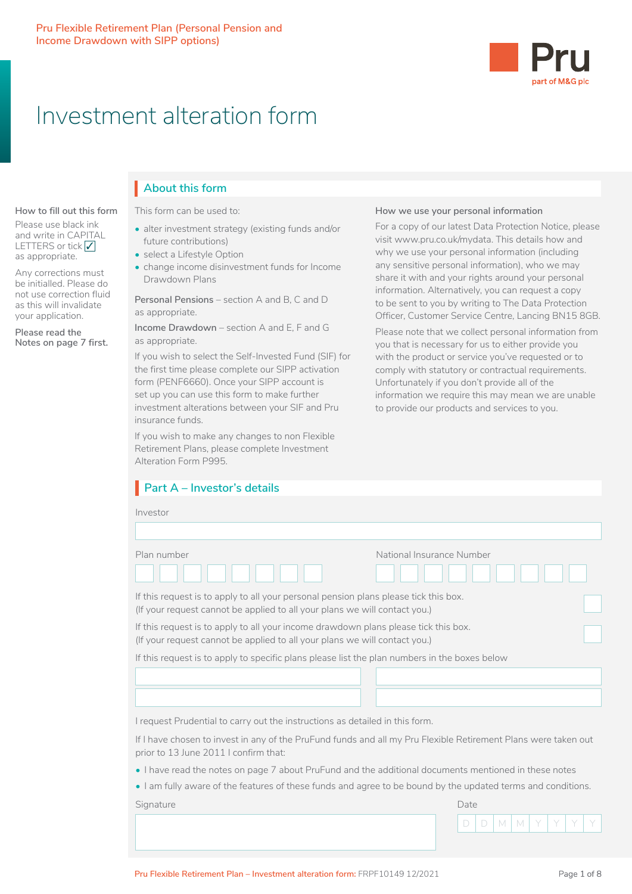Pru Flexible Retirement Plan (Personal Pension and Income Drawdown with SIPP options)

Pru
part of M&G plc

# Investment alteration form

**How to fill out this form**

Please use black ink and write in CAPITAL LETTERS or tick ✓ as appropriate.

Any corrections must be initialled. Please do not use correction fluid as this will invalidate your application.

**Please read the Notes on page 7 first.**

## About this form

This form can be used to:

- alter investment strategy (existing funds and/or future contributions)
- select a Lifestyle Option
- change income disinvestment funds for Income Drawdown Plans

Personal Pensions – section A and B, C and D as appropriate.

Income Drawdown – section A and E, F and G as appropriate.

If you wish to select the Self-Invested Fund (SIF) for the first time please complete our SIPP activation form (PENF6660). Once your SIPP account is set up you can use this form to make further investment alterations between your SIF and Pru insurance funds.

If you wish to make any changes to non Flexible Retirement Plans, please complete Investment Alteration Form P995.

**How we use your personal information**

For a copy of our latest Data Protection Notice, please visit www.pru.co.uk/mydata. This details how and why we use your personal information (including any sensitive personal information), who we may share it with and your rights around your personal information. Alternatively, you can request a copy to be sent to you by writing to The Data Protection Officer, Customer Service Centre, Lancing BN15 8GB.

Please note that we collect personal information from you that is necessary for us to either provide you with the product or service you've requested or to comply with statutory or contractual requirements. Unfortunately if you don't provide all of the information we require this may mean we are unable to provide our products and services to you.

## Part A – Investor's details

Investor

Plan number

National Insurance Number

If this request is to apply to all your personal pension plans please tick this box. (If your request cannot be applied to all your plans we will contact you.) ☐

If this request is to apply to all your income drawdown plans please tick this box. (If your request cannot be applied to all your plans we will contact you.) ☐

If this request is to apply to specific plans please list the plan numbers in the boxes below

I request Prudential to carry out the instructions as detailed in this form.

If I have chosen to invest in any of the PruFund funds and all my Pru Flexible Retirement Plans were taken out prior to 13 June 2011 I confirm that:

- I have read the notes on page 7 about PruFund and the additional documents mentioned in these notes
- I am fully aware of the features of these funds and agree to be bound by the updated terms and conditions.

Signature

Date D D M M Y Y Y Y

Pru Flexible Retirement Plan – Investment alteration form: FRPF10149 12/2021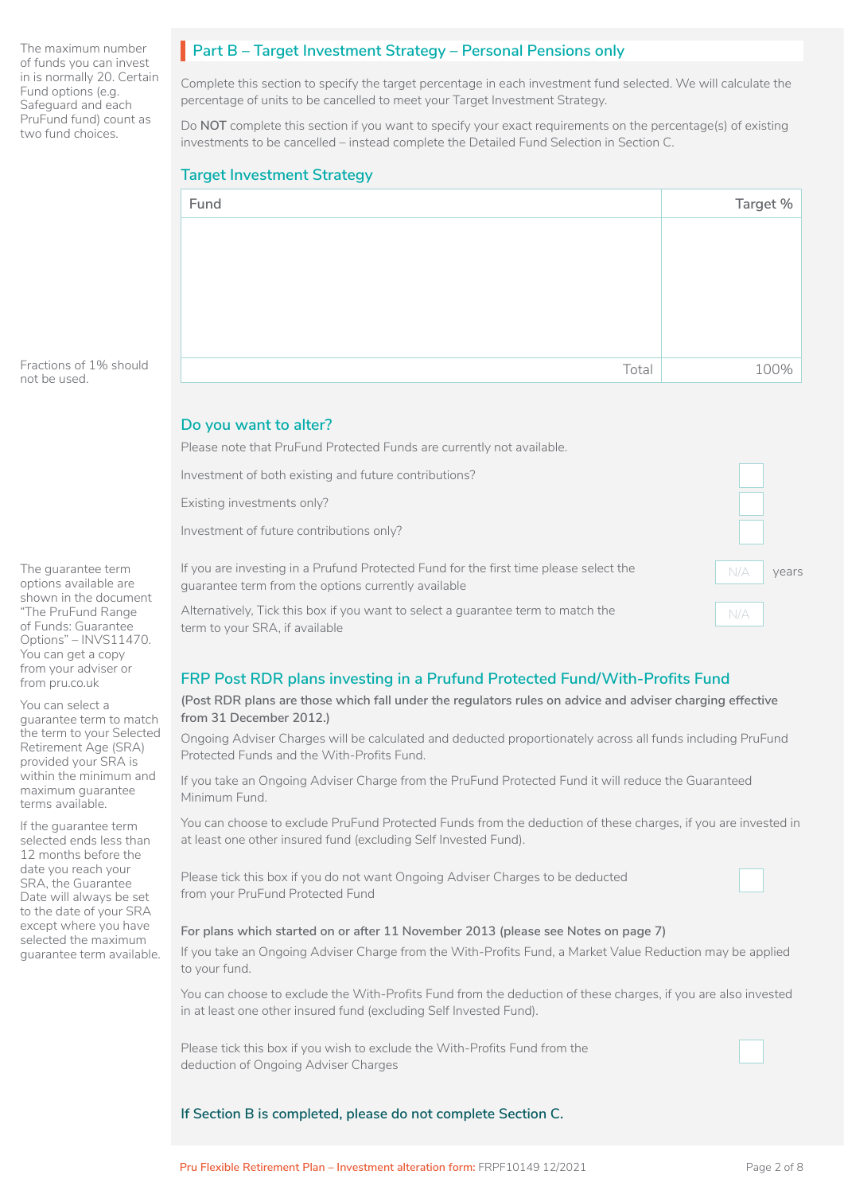The maximum number of funds you can invest in is normally 20. Certain Fund options (e.g. Safeguard and each PruFund fund) count as two fund choices.

## Part B – Target Investment Strategy – Personal Pensions only

Complete this section to specify the target percentage in each investment fund selected. We will calculate the percentage of units to be cancelled to meet your Target Investment Strategy.

Do **NOT** complete this section if you want to specify your exact requirements on the percentage(s) of existing investments to be cancelled – instead complete the Detailed Fund Selection in Section C.

### Target Investment Strategy

| Fund | Target % |
|---|---|
| | |
| Total | 100% |

Fractions of 1% should not be used.

### Do you want to alter?

Please note that PruFund Protected Funds are currently not available.

Investment of both existing and future contributions? ☐

Existing investments only? ☐

Investment of future contributions only? ☐

If you are investing in a Prufund Protected Fund for the first time please select the guarantee term from the options currently available N/A years

Alternatively, Tick this box if you want to select a guarantee term to match the term to your SRA, if available N/A

The guarantee term options available are shown in the document "The PruFund Range of Funds: Guarantee Options" – INVS11470. You can get a copy from your adviser or from pru.co.uk

You can select a guarantee term to match the term to your Selected Retirement Age (SRA) provided your SRA is within the minimum and maximum guarantee terms available.

If the guarantee term selected ends less than 12 months before the date you reach your SRA, the Guarantee Date will always be set to the date of your SRA except where you have selected the maximum guarantee term available.

### FRP Post RDR plans investing in a Prufund Protected Fund/With-Profits Fund

**(Post RDR plans are those which fall under the regulators rules on advice and adviser charging effective from 31 December 2012.)**

Ongoing Adviser Charges will be calculated and deducted proportionately across all funds including PruFund Protected Funds and the With-Profits Fund.

If you take an Ongoing Adviser Charge from the PruFund Protected Fund it will reduce the Guaranteed Minimum Fund.

You can choose to exclude PruFund Protected Funds from the deduction of these charges, if you are invested in at least one other insured fund (excluding Self Invested Fund).

Please tick this box if you do not want Ongoing Adviser Charges to be deducted from your PruFund Protected Fund ☐

**For plans which started on or after 11 November 2013 (please see Notes on page 7)**

If you take an Ongoing Adviser Charge from the With-Profits Fund, a Market Value Reduction may be applied to your fund.

You can choose to exclude the With-Profits Fund from the deduction of these charges, if you are also invested in at least one other insured fund (excluding Self Invested Fund).

Please tick this box if you wish to exclude the With-Profits Fund from the deduction of Ongoing Adviser Charges ☐

**If Section B is completed, please do not complete Section C.**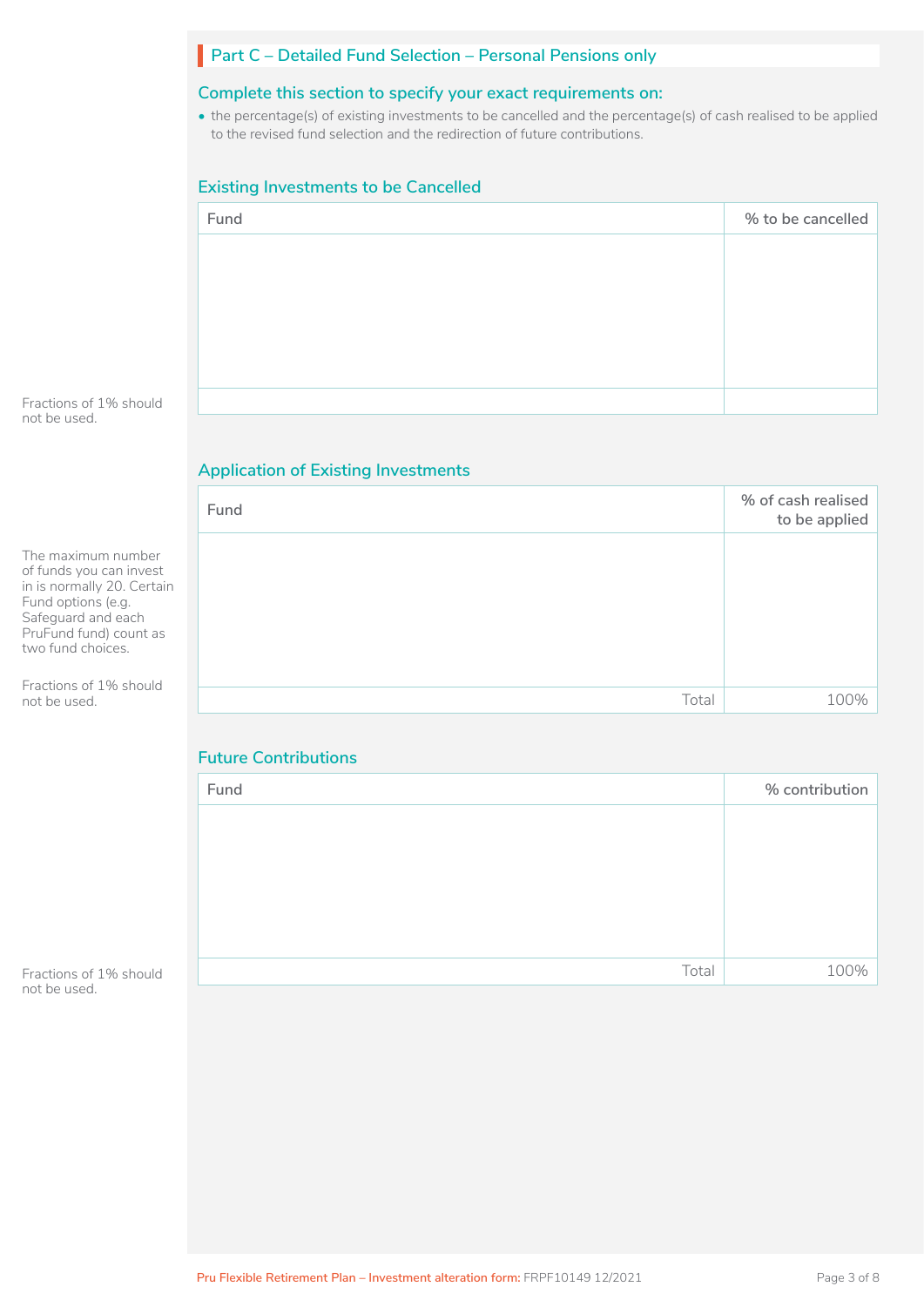## Part C – Detailed Fund Selection – Personal Pensions only

### Complete this section to specify your exact requirements on:

- the percentage(s) of existing investments to be cancelled and the percentage(s) of cash realised to be applied to the revised fund selection and the redirection of future contributions.

### Existing Investments to be Cancelled

Fractions of 1% should not be used.

| Fund | % to be cancelled |
|---|---|
| | |
| | |

### Application of Existing Investments

The maximum number of funds you can invest in is normally 20. Certain Fund options (e.g. Safeguard and each PruFund fund) count as two fund choices.

Fractions of 1% should not be used.

| Fund | % of cash realised to be applied |
|---|---|
| | |
| Total | 100% |

### Future Contributions

Fractions of 1% should not be used.

| Fund | % contribution |
|---|---|
| | |
| Total | 100% |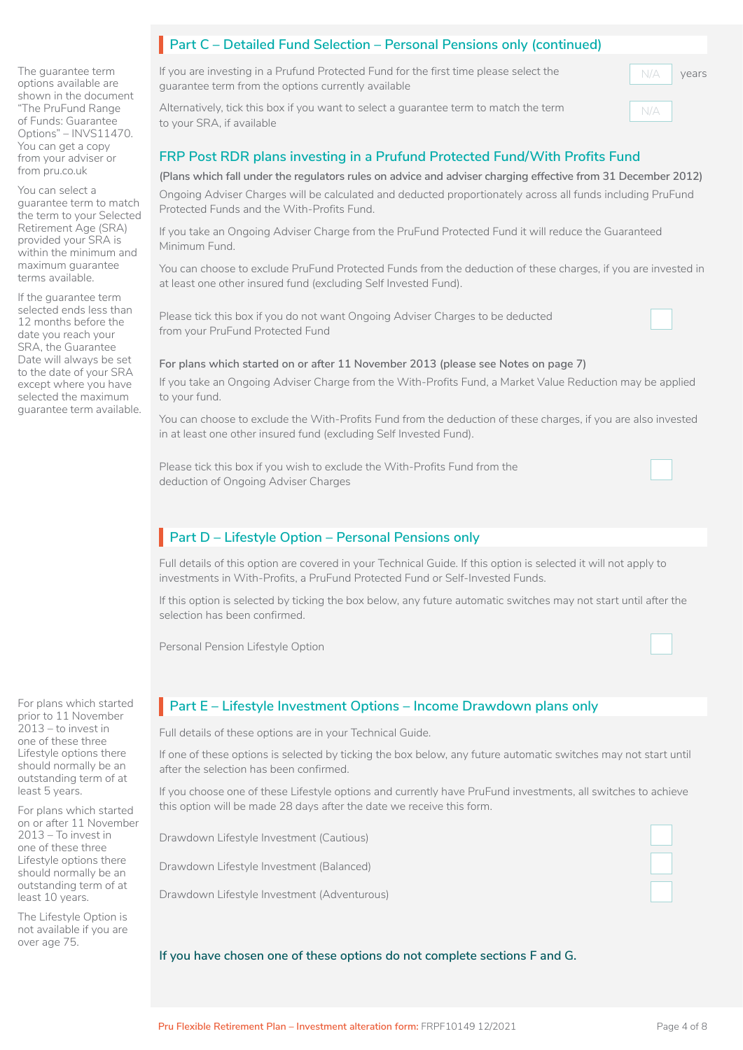## Part C – Detailed Fund Selection – Personal Pensions only (continued)

The guarantee term options available are shown in the document "The PruFund Range of Funds: Guarantee Options" – INVS11470. You can get a copy from your adviser or from pru.co.uk

You can select a guarantee term to match the term to your Selected Retirement Age (SRA) provided your SRA is within the minimum and maximum guarantee terms available.

If the guarantee term selected ends less than 12 months before the date you reach your SRA, the Guarantee Date will always be set to the date of your SRA except where you have selected the maximum guarantee term available.

If you are investing in a Prufund Protected Fund for the first time please select the guarantee term from the options currently available N/A years

Alternatively, tick this box if you want to select a guarantee term to match the term to your SRA, if available N/A

### FRP Post RDR plans investing in a Prufund Protected Fund/With Profits Fund

**(Plans which fall under the regulators rules on advice and adviser charging effective from 31 December 2012)**

Ongoing Adviser Charges will be calculated and deducted proportionately across all funds including PruFund Protected Funds and the With-Profits Fund.

If you take an Ongoing Adviser Charge from the PruFund Protected Fund it will reduce the Guaranteed Minimum Fund.

You can choose to exclude PruFund Protected Funds from the deduction of these charges, if you are invested in at least one other insured fund (excluding Self Invested Fund).

Please tick this box if you do not want Ongoing Adviser Charges to be deducted from your PruFund Protected Fund ☐

**For plans which started on or after 11 November 2013 (please see Notes on page 7)**

If you take an Ongoing Adviser Charge from the With-Profits Fund, a Market Value Reduction may be applied to your fund.

You can choose to exclude the With-Profits Fund from the deduction of these charges, if you are also invested in at least one other insured fund (excluding Self Invested Fund).

Please tick this box if you wish to exclude the With-Profits Fund from the deduction of Ongoing Adviser Charges ☐

## Part D – Lifestyle Option – Personal Pensions only

Full details of this option are covered in your Technical Guide. If this option is selected it will not apply to investments in With-Profits, a PruFund Protected Fund or Self-Invested Funds.

If this option is selected by ticking the box below, any future automatic switches may not start until after the selection has been confirmed.

Personal Pension Lifestyle Option ☐

## Part E – Lifestyle Investment Options – Income Drawdown plans only

For plans which started prior to 11 November 2013 – to invest in one of these three Lifestyle options there should normally be an outstanding term of at least 5 years.

For plans which started on or after 11 November 2013 – To invest in one of these three Lifestyle options there should normally be an outstanding term of at least 10 years.

The Lifestyle Option is not available if you are over age 75.

Full details of these options are in your Technical Guide.

If one of these options is selected by ticking the box below, any future automatic switches may not start until after the selection has been confirmed.

If you choose one of these Lifestyle options and currently have PruFund investments, all switches to achieve this option will be made 28 days after the date we receive this form.

Drawdown Lifestyle Investment (Cautious) ☐

Drawdown Lifestyle Investment (Balanced) ☐

Drawdown Lifestyle Investment (Adventurous) ☐

**If you have chosen one of these options do not complete sections F and G.**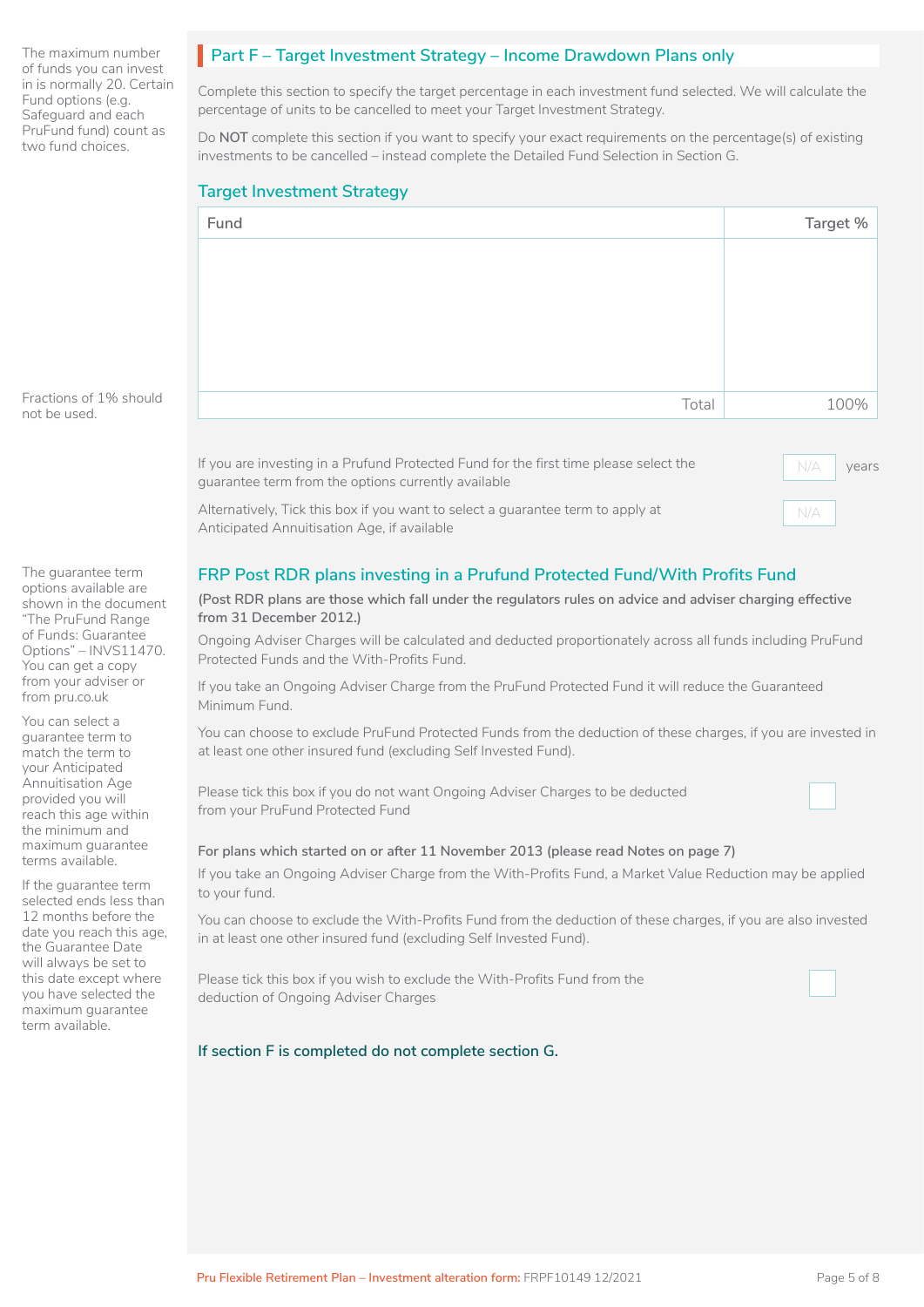The maximum number of funds you can invest in is normally 20. Certain Fund options (e.g. Safeguard and each PruFund fund) count as two fund choices.

## Part F – Target Investment Strategy – Income Drawdown Plans only

Complete this section to specify the target percentage in each investment fund selected. We will calculate the percentage of units to be cancelled to meet your Target Investment Strategy.

Do **NOT** complete this section if you want to specify your exact requirements on the percentage(s) of existing investments to be cancelled – instead complete the Detailed Fund Selection in Section G.

### Target Investment Strategy

Fractions of 1% should not be used.

| Fund | Target % |
|---|---|
| | |
| Total | 100% |

If you are investing in a Prufund Protected Fund for the first time please select the guarantee term from the options currently available N/A years

Alternatively, Tick this box if you want to select a guarantee term to apply at Anticipated Annuitisation Age, if available N/A

The guarantee term options available are shown in the document "The PruFund Range of Funds: Guarantee Options" – INVS11470. You can get a copy from your adviser or from pru.co.uk

You can select a guarantee term to match the term to your Anticipated Annuitisation Age provided you will reach this age within the minimum and maximum guarantee terms available.

If the guarantee term selected ends less than 12 months before the date you reach this age, the Guarantee Date will always be set to this date except where you have selected the maximum guarantee term available.

### FRP Post RDR plans investing in a Prufund Protected Fund/With Profits Fund

**(Post RDR plans are those which fall under the regulators rules on advice and adviser charging effective from 31 December 2012.)**

Ongoing Adviser Charges will be calculated and deducted proportionately across all funds including PruFund Protected Funds and the With-Profits Fund.

If you take an Ongoing Adviser Charge from the PruFund Protected Fund it will reduce the Guaranteed Minimum Fund.

You can choose to exclude PruFund Protected Funds from the deduction of these charges, if you are invested in at least one other insured fund (excluding Self Invested Fund).

Please tick this box if you do not want Ongoing Adviser Charges to be deducted from your PruFund Protected Fund ☐

**For plans which started on or after 11 November 2013 (please read Notes on page 7)**

If you take an Ongoing Adviser Charge from the With-Profits Fund, a Market Value Reduction may be applied to your fund.

You can choose to exclude the With-Profits Fund from the deduction of these charges, if you are also invested in at least one other insured fund (excluding Self Invested Fund).

Please tick this box if you wish to exclude the With-Profits Fund from the deduction of Ongoing Adviser Charges ☐

**If section F is completed do not complete section G.**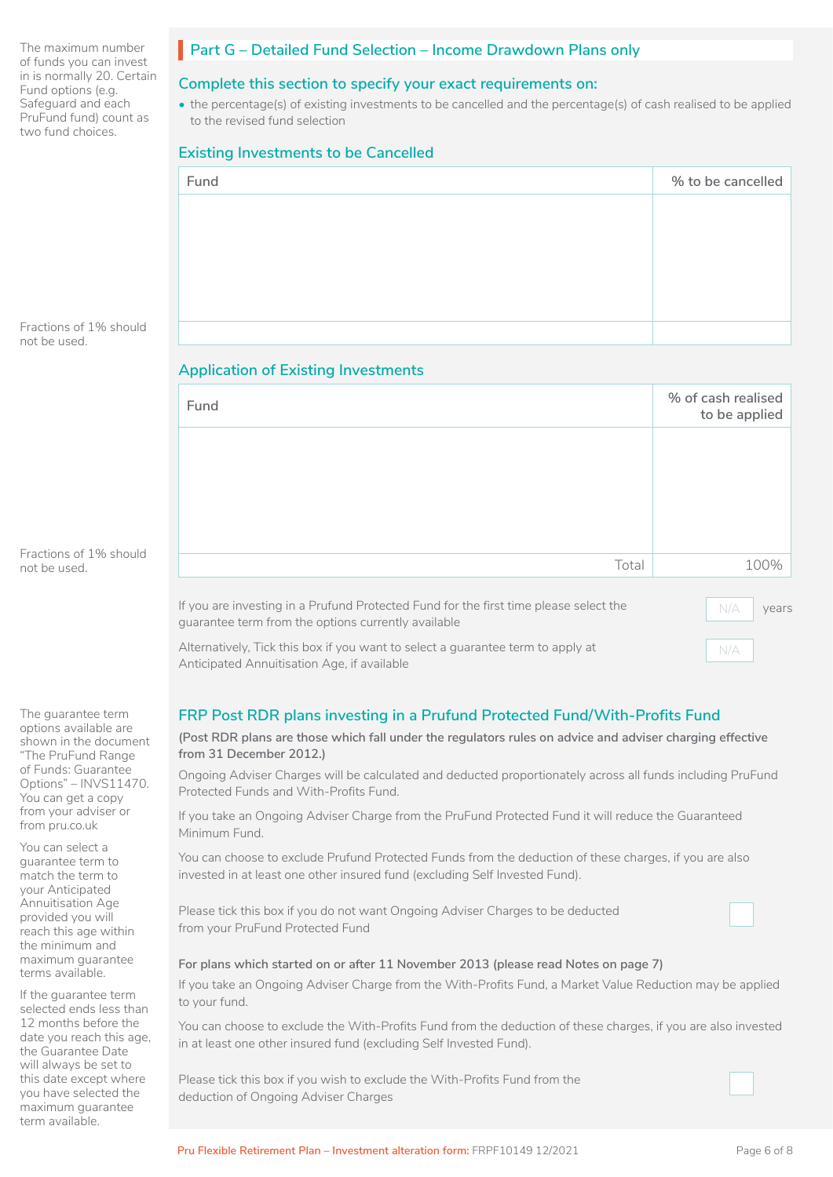The maximum number of funds you can invest in is normally 20. Certain Fund options (e.g. Safeguard and each PruFund fund) count as two fund choices.

## Part G – Detailed Fund Selection – Income Drawdown Plans only

### Complete this section to specify your exact requirements on:

- the percentage(s) of existing investments to be cancelled and the percentage(s) of cash realised to be applied to the revised fund selection

### Existing Investments to be Cancelled

Fractions of 1% should not be used.

| Fund | % to be cancelled |
|---|---|
| | |
| | |

### Application of Existing Investments

Fractions of 1% should not be used.

| Fund | % of cash realised to be applied |
|---|---|
| | |
| Total | 100% |

If you are investing in a Prufund Protected Fund for the first time please select the guarantee term from the options currently available N/A years

Alternatively, Tick this box if you want to select a guarantee term to apply at Anticipated Annuitisation Age, if available N/A

The guarantee term options available are shown in the document "The PruFund Range of Funds: Guarantee Options" – INVS11470. You can get a copy from your adviser or from pru.co.uk

You can select a guarantee term to match the term to your Anticipated Annuitisation Age provided you will reach this age within the minimum and maximum guarantee terms available.

If the guarantee term selected ends less than 12 months before the date you reach this age, the Guarantee Date will always be set to this date except where you have selected the maximum guarantee term available.

### FRP Post RDR plans investing in a Prufund Protected Fund/With-Profits Fund

**(Post RDR plans are those which fall under the regulators rules on advice and adviser charging effective from 31 December 2012.)**

Ongoing Adviser Charges will be calculated and deducted proportionately across all funds including PruFund Protected Funds and With-Profits Fund.

If you take an Ongoing Adviser Charge from the PruFund Protected Fund it will reduce the Guaranteed Minimum Fund.

You can choose to exclude Prufund Protected Funds from the deduction of these charges, if you are also invested in at least one other insured fund (excluding Self Invested Fund).

Please tick this box if you do not want Ongoing Adviser Charges to be deducted from your PruFund Protected Fund ☐

**For plans which started on or after 11 November 2013 (please read Notes on page 7)**

If you take an Ongoing Adviser Charge from the With-Profits Fund, a Market Value Reduction may be applied to your fund.

You can choose to exclude the With-Profits Fund from the deduction of these charges, if you are also invested in at least one other insured fund (excluding Self Invested Fund).

Please tick this box if you wish to exclude the With-Profits Fund from the deduction of Ongoing Adviser Charges ☐

Pru Flexible Retirement Plan – Investment alteration form: FRPF10149 12/2021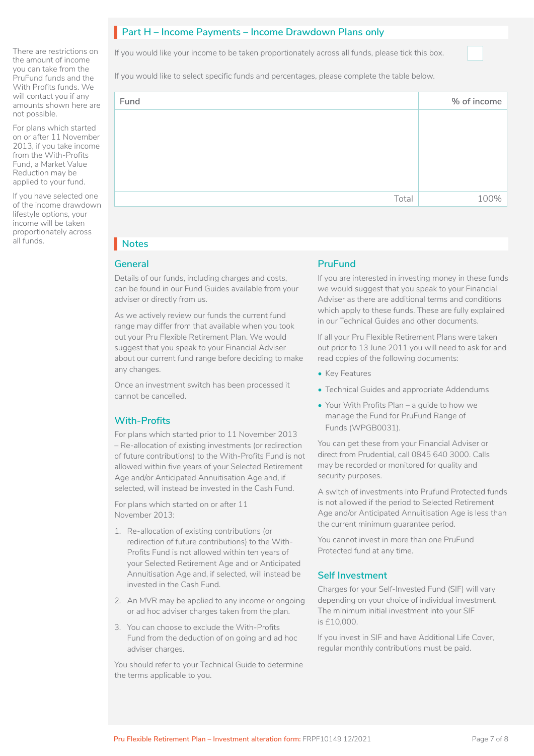## Part H – Income Payments – Income Drawdown Plans only

There are restrictions on the amount of income you can take from the PruFund funds and the With Profits funds. We will contact you if any amounts shown here are not possible.

For plans which started on or after 11 November 2013, if you take income from the With-Profits Fund, a Market Value Reduction may be applied to your fund.

If you have selected one of the income drawdown lifestyle options, your income will be taken proportionately across all funds.

If you would like your income to be taken proportionately across all funds, please tick this box. ☐

If you would like to select specific funds and percentages, please complete the table below.

| Fund | % of income |
|---|---|
| | |
| Total | 100% |

## Notes

### General

Details of our funds, including charges and costs, can be found in our Fund Guides available from your adviser or directly from us.

As we actively review our funds the current fund range may differ from that available when you took out your Pru Flexible Retirement Plan. We would suggest that you speak to your Financial Adviser about our current fund range before deciding to make any changes.

Once an investment switch has been processed it cannot be cancelled.

### With-Profits

For plans which started prior to 11 November 2013 – Re-allocation of existing investments (or redirection of future contributions) to the With-Profits Fund is not allowed within five years of your Selected Retirement Age and/or Anticipated Annuitisation Age and, if selected, will instead be invested in the Cash Fund.

For plans which started on or after 11 November 2013:

1. Re-allocation of existing contributions (or redirection of future contributions) to the With-Profits Fund is not allowed within ten years of your Selected Retirement Age and or Anticipated Annuitisation Age and, if selected, will instead be invested in the Cash Fund.
2. An MVR may be applied to any income or ongoing or ad hoc adviser charges taken from the plan.
3. You can choose to exclude the With-Profits Fund from the deduction of on going and ad hoc adviser charges.

You should refer to your Technical Guide to determine the terms applicable to you.

### PruFund

If you are interested in investing money in these funds we would suggest that you speak to your Financial Adviser as there are additional terms and conditions which apply to these funds. These are fully explained in our Technical Guides and other documents.

If all your Pru Flexible Retirement Plans were taken out prior to 13 June 2011 you will need to ask for and read copies of the following documents:

- Key Features
- Technical Guides and appropriate Addendums
- Your With Profits Plan – a guide to how we manage the Fund for PruFund Range of Funds (WPGB0031).

You can get these from your Financial Adviser or direct from Prudential, call 0845 640 3000. Calls may be recorded or monitored for quality and security purposes.

A switch of investments into Prufund Protected funds is not allowed if the period to Selected Retirement Age and/or Anticipated Annuitisation Age is less than the current minimum guarantee period.

You cannot invest in more than one PruFund Protected fund at any time.

### Self Investment

Charges for your Self-Invested Fund (SIF) will vary depending on your choice of individual investment. The minimum initial investment into your SIF is £10,000.

If you invest in SIF and have Additional Life Cover, regular monthly contributions must be paid.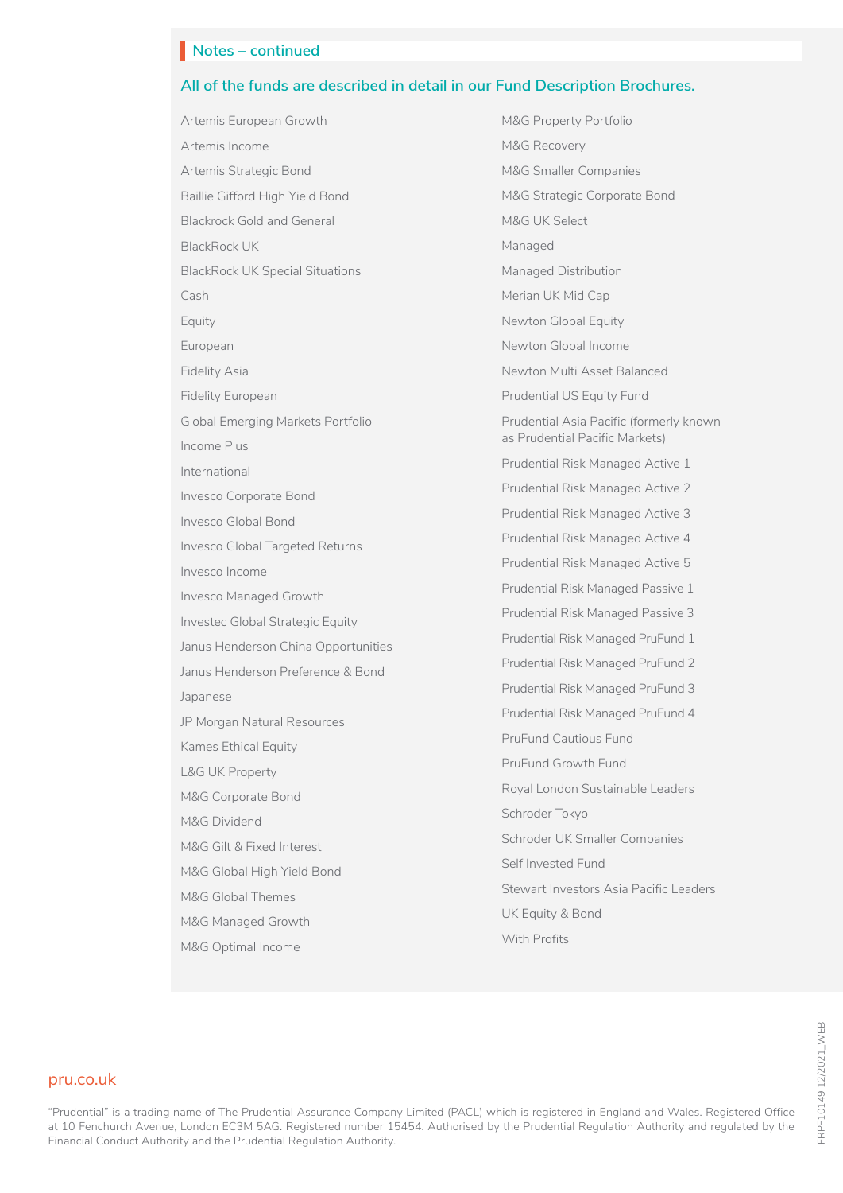## Notes – continued

### All of the funds are described in detail in our Fund Description Brochures.

- Artemis European Growth
- Artemis Income
- Artemis Strategic Bond
- Baillie Gifford High Yield Bond
- Blackrock Gold and General
- BlackRock UK
- BlackRock UK Special Situations
- Cash
- Equity
- European
- Fidelity Asia
- Fidelity European
- Global Emerging Markets Portfolio
- Income Plus
- International
- Invesco Corporate Bond
- Invesco Global Bond
- Invesco Global Targeted Returns
- Invesco Income
- Invesco Managed Growth
- Investec Global Strategic Equity
- Janus Henderson China Opportunities
- Janus Henderson Preference & Bond
- Japanese
- JP Morgan Natural Resources
- Kames Ethical Equity
- L&G UK Property
- M&G Corporate Bond
- M&G Dividend
- M&G Gilt & Fixed Interest
- M&G Global High Yield Bond
- M&G Global Themes
- M&G Managed Growth
- M&G Optimal Income
- M&G Property Portfolio
- M&G Recovery
- M&G Smaller Companies
- M&G Strategic Corporate Bond
- M&G UK Select
- Managed
- Managed Distribution
- Merian UK Mid Cap
- Newton Global Equity
- Newton Global Income
- Newton Multi Asset Balanced
- Prudential US Equity Fund
- Prudential Asia Pacific (formerly known as Prudential Pacific Markets)
- Prudential Risk Managed Active 1
- Prudential Risk Managed Active 2
- Prudential Risk Managed Active 3
- Prudential Risk Managed Active 4
- Prudential Risk Managed Active 5
- Prudential Risk Managed Passive 1
- Prudential Risk Managed Passive 3
- Prudential Risk Managed PruFund 1
- Prudential Risk Managed PruFund 2
- Prudential Risk Managed PruFund 3
- Prudential Risk Managed PruFund 4
- PruFund Cautious Fund
- PruFund Growth Fund
- Royal London Sustainable Leaders
- Schroder Tokyo
- Schroder UK Smaller Companies
- Self Invested Fund
- Stewart Investors Asia Pacific Leaders
- UK Equity & Bond
- With Profits

pru.co.uk

"Prudential" is a trading name of The Prudential Assurance Company Limited (PACL) which is registered in England and Wales. Registered Office at 10 Fenchurch Avenue, London EC3M 5AG. Registered number 15454. Authorised by the Prudential Regulation Authority and regulated by the Financial Conduct Authority and the Prudential Regulation Authority.

FRPF10149 12/2021_WEB